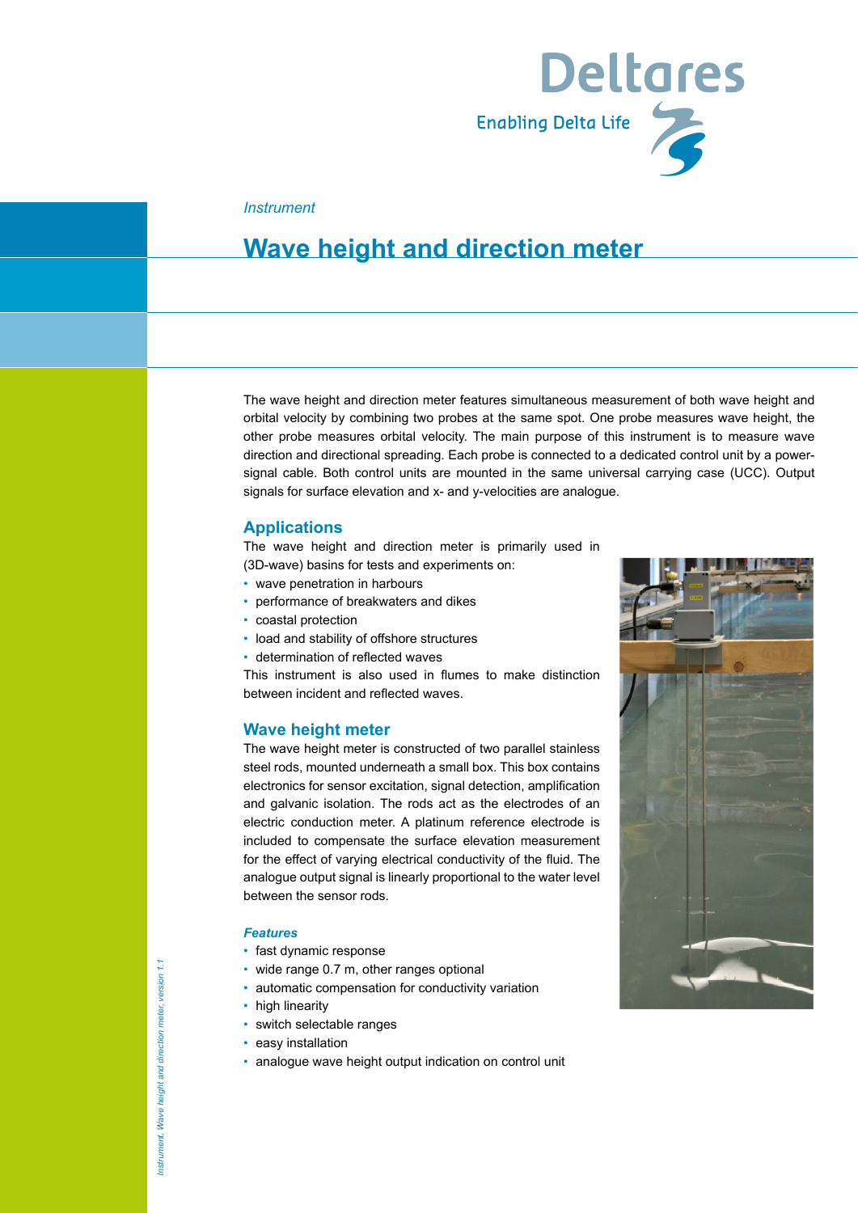Deltares

Enabling Delta Life

*Instrument*

# Wave height and direction meter

The wave height and direction meter features simultaneous measurement of both wave height and orbital velocity by combining two probes at the same spot. One probe measures wave height, the other probe measures orbital velocity. The main purpose of this instrument is to measure wave direction and directional spreading. Each probe is connected to a dedicated control unit by a power-signal cable. Both control units are mounted in the same universal carrying case (UCC). Output signals for surface elevation and x- and y-velocities are analogue.

## Applications

The wave height and direction meter is primarily used in (3D-wave) basins for tests and experiments on:

- wave penetration in harbours
- performance of breakwaters and dikes
- coastal protection
- load and stability of offshore structures
- determination of reflected waves

This instrument is also used in flumes to make distinction between incident and reflected waves.

## Wave height meter

The wave height meter is constructed of two parallel stainless steel rods, mounted underneath a small box. This box contains electronics for sensor excitation, signal detection, amplification and galvanic isolation. The rods act as the electrodes of an electric conduction meter. A platinum reference electrode is included to compensate the surface elevation measurement for the effect of varying electrical conductivity of the fluid. The analogue output signal is linearly proportional to the water level between the sensor rods.

### *Features*

- fast dynamic response
- wide range 0.7 m, other ranges optional
- automatic compensation for conductivity variation
- high linearity
- switch selectable ranges
- easy installation
- analogue wave height output indication on control unit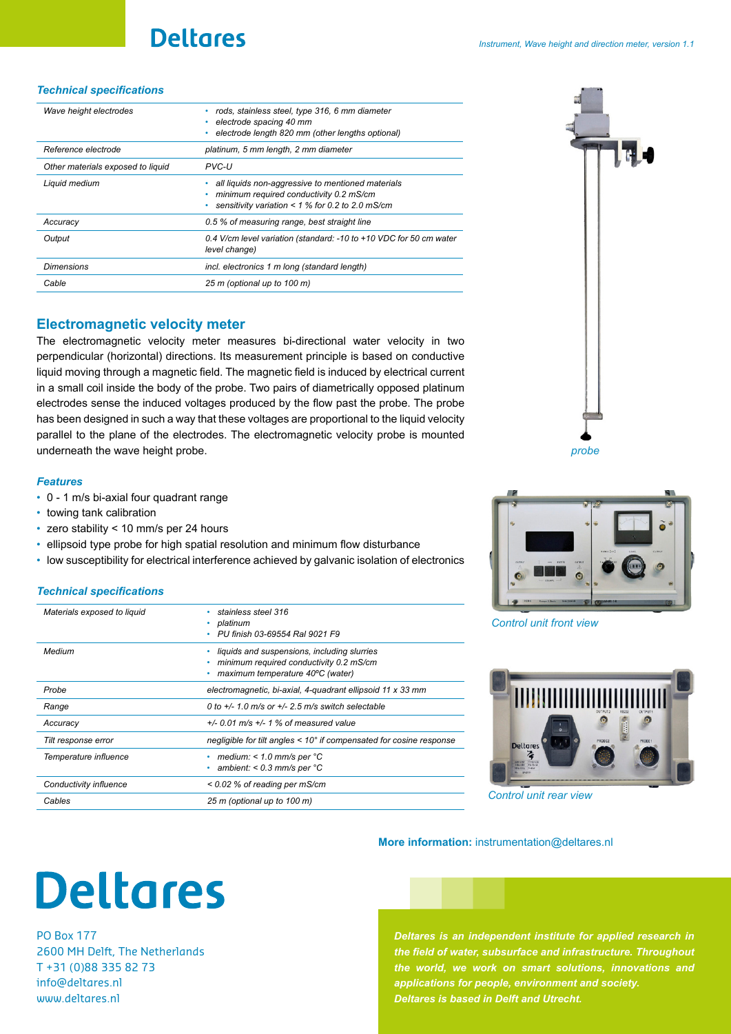### *Technical specifications*

| | |
|---|---|
| *Wave height electrodes* | • *rods, stainless steel, type 316, 6 mm diameter*<br>• *electrode spacing 40 mm*<br>• *electrode length 820 mm (other lengths optional)* |
| *Reference electrode* | *platinum, 5 mm length, 2 mm diameter* |
| *Other materials exposed to liquid* | *PVC-U* |
| *Liquid medium* | • *all liquids non-aggressive to mentioned materials*<br>• *minimum required conductivity 0.2 mS/cm*<br>• *sensitivity variation < 1 % for 0.2 to 2.0 mS/cm* |
| *Accuracy* | *0.5 % of measuring range, best straight line* |
| *Output* | *0.4 V/cm level variation (standard: -10 to +10 VDC for 50 cm water level change)* |
| *Dimensions* | *incl. electronics 1 m long (standard length)* |
| *Cable* | *25 m (optional up to 100 m)* |

*probe*

## Electromagnetic velocity meter

The electromagnetic velocity meter measures bi-directional water velocity in two perpendicular (horizontal) directions. Its measurement principle is based on conductive liquid moving through a magnetic field. The magnetic field is induced by electrical current in a small coil inside the body of the probe. Two pairs of diametrically opposed platinum electrodes sense the induced voltages produced by the flow past the probe. The probe has been designed in such a way that these voltages are proportional to the liquid velocity parallel to the plane of the electrodes. The electromagnetic velocity probe is mounted underneath the wave height probe.

### *Features*

- 0 - 1 m/s bi-axial four quadrant range
- towing tank calibration
- zero stability < 10 mm/s per 24 hours
- ellipsoid type probe for high spatial resolution and minimum flow disturbance
- low susceptibility for electrical interference achieved by galvanic isolation of electronics

### *Technical specifications*

| | |
|---|---|
| *Materials exposed to liquid* | • *stainless steel 316*<br>• *platinum*<br>• *PU finish 03-69554 Ral 9021 F9* |
| *Medium* | • *liquids and suspensions, including slurries*<br>• *minimum required conductivity 0.2 mS/cm*<br>• *maximum temperature 40ºC (water)* |
| *Probe* | *electromagnetic, bi-axial, 4-quadrant ellipsoid 11 x 33 mm* |
| *Range* | *0 to +/- 1.0 m/s or +/- 2.5 m/s switch selectable* |
| *Accuracy* | *+/- 0.01 m/s +/- 1 % of measured value* |
| *Tilt response error* | *negligible for tilt angles < 10° if compensated for cosine response* |
| *Temperature influence* | • *medium: < 1.0 mm/s per °C*<br>• *ambient: < 0.3 mm/s per °C* |
| *Conductivity influence* | *< 0.02 % of reading per mS/cm* |
| *Cables* | *25 m (optional up to 100 m)* |

*Control unit front view*

*Control unit rear view*

**More information:** instrumentation@deltares.nl

# Deltares

PO Box 177
2600 MH Delft, The Netherlands
T +31 (0)88 335 82 73
info@deltares.nl
www.deltares.nl

***Deltares is an independent institute for applied research in the field of water, subsurface and infrastructure. Throughout the world, we work on smart solutions, innovations and applications for people, environment and society. Deltares is based in Delft and Utrecht.***